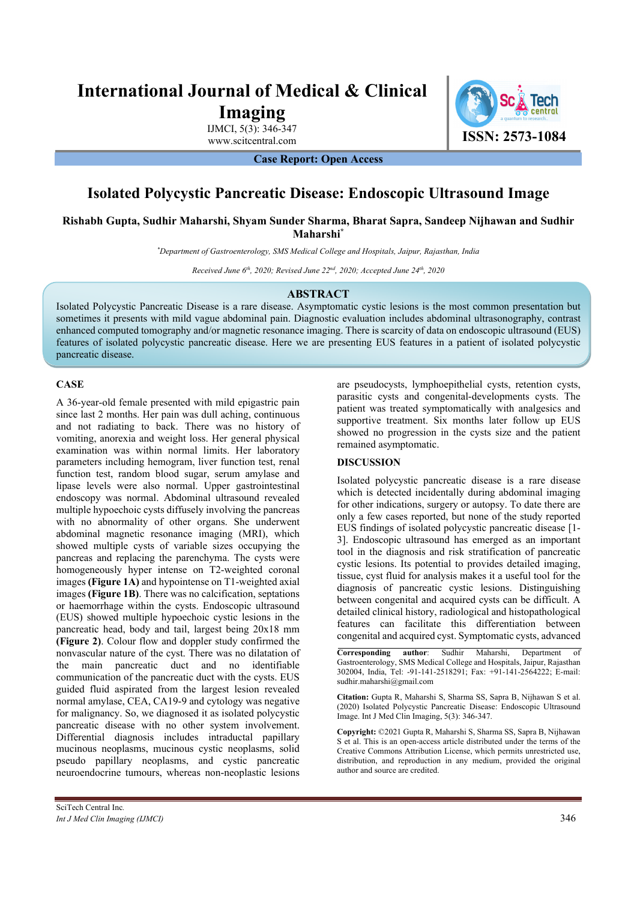# Isolated Polycystic Pancreatic Disease: Endoscopic Ultrasound Image

**Rishabh Gupta, Sudhir Maharshi, Shyam Sunder Sharma, Bharat Sapra, Sandeep Nijhawan and Sudhir Maharshi[*]**

*[*]Department of Gastroenterology, SMS Medical College and Hospitals, Jaipur, Rajasthan, India*

*Received June 6th, 2020; Revised June 22nd, 2020; Accepted June 24th, 2020*

**Case Report: Open Access**

## ABSTRACT

Isolated Polycystic Pancreatic Disease is a rare disease. Asymptomatic cystic lesions is the most common presentation but sometimes it presents with mild vague abdominal pain. Diagnostic evaluation includes abdominal ultrasonography, contrast enhanced computed tomography and/or magnetic resonance imaging. There is scarcity of data on endoscopic ultrasound (EUS) features of isolated polycystic pancreatic disease. Here we are presenting EUS features in a patient of isolated polycystic pancreatic disease.

## CASE

A 36-year-old female presented with mild epigastric pain since last 2 months. Her pain was dull aching, continuous and not radiating to back. There was no history of vomiting, anorexia and weight loss. Her general physical examination was within normal limits. Her laboratory parameters including hemogram, liver function test, renal function test, random blood sugar, serum amylase and lipase levels were also normal. Upper gastrointestinal endoscopy was normal. Abdominal ultrasound revealed multiple hypoechoic cysts diffusely involving the pancreas with no abnormality of other organs. She underwent abdominal magnetic resonance imaging (MRI), which showed multiple cysts of variable sizes occupying the pancreas and replacing the parenchyma. The cysts were homogeneously hyper intense on T2-weighted coronal images **(Figure 1A)** and hypointense on T1-weighted axial images **(Figure 1B)**. There was no calcification, septations or haemorrhage within the cysts. Endoscopic ultrasound (EUS) showed multiple hypoechoic cystic lesions in the pancreatic head, body and tail, largest being 20x18 mm **(Figure 2)**. Colour flow and doppler study confirmed the nonvascular nature of the cyst. There was no dilatation of the main pancreatic duct and no identifiable communication of the pancreatic duct with the cysts. EUS guided fluid aspirated from the largest lesion revealed normal amylase, CEA, CA19-9 and cytology was negative for malignancy. So, we diagnosed it as isolated polycystic pancreatic disease with no other system involvement. Differential diagnosis includes intraductal papillary mucinous neoplasms, mucinous cystic neoplasms, solid pseudo papillary neoplasms, and cystic pancreatic neuroendocrine tumours, whereas non-neoplastic lesions are pseudocysts, lymphoepithelial cysts, retention cysts, parasitic cysts and congenital-developments cysts. The patient was treated symptomatically with analgesics and supportive treatment. Six months later follow up EUS showed no progression in the cysts size and the patient remained asymptomatic.

## DISCUSSION

Isolated polycystic pancreatic disease is a rare disease which is detected incidentally during abdominal imaging for other indications, surgery or autopsy. To date there are only a few cases reported, but none of the study reported EUS findings of isolated polycystic pancreatic disease [1-3]. Endoscopic ultrasound has emerged as an important tool in the diagnosis and risk stratification of pancreatic cystic lesions. Its potential to provides detailed imaging, tissue, cyst fluid for analysis makes it a useful tool for the diagnosis of pancreatic cystic lesions. Distinguishing between congenital and acquired cysts can be difficult. A detailed clinical history, radiological and histopathological features can facilitate this differentiation between congenital and acquired cyst. Symptomatic cysts, advanced

**Corresponding author**: Sudhir Maharshi, Department of Gastroenterology, SMS Medical College and Hospitals, Jaipur, Rajasthan 302004, India, Tel: -91-141-2518291; Fax: +91-141-2564222; E-mail: sudhir.maharshi@gmail.com

**Citation:** Gupta R, Maharshi S, Sharma SS, Sapra B, Nijhawan S et al. (2020) Isolated Polycystic Pancreatic Disease: Endoscopic Ultrasound Image. Int J Med Clin Imaging, 5(3): 346-347.

**Copyright:** ©2021 Gupta R, Maharshi S, Sharma SS, Sapra B, Nijhawan S et al. This is an open-access article distributed under the terms of the Creative Commons Attribution License, which permits unrestricted use, distribution, and reproduction in any medium, provided the original author and source are credited.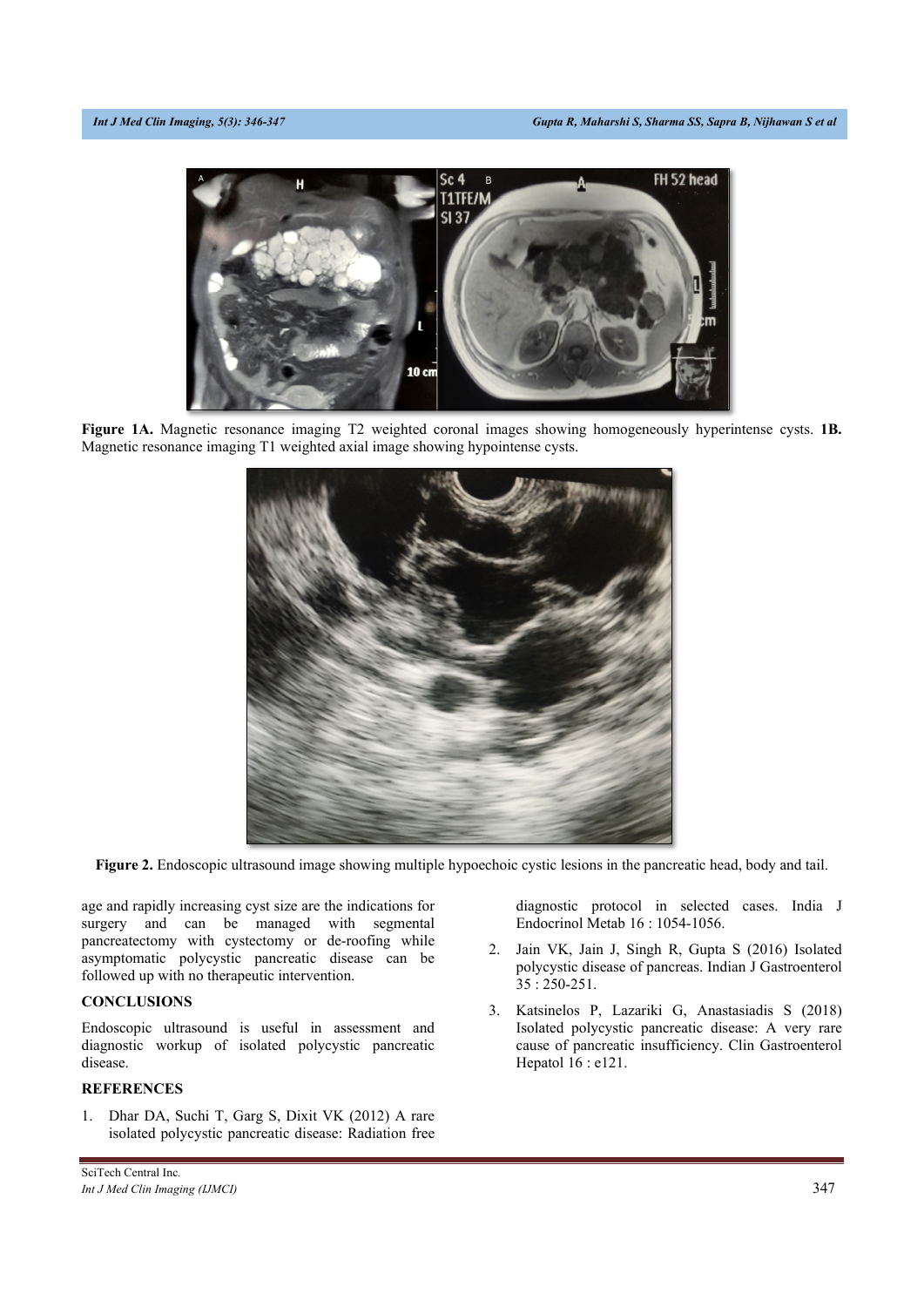**Figure 1A.** Magnetic resonance imaging T2 weighted coronal images showing homogeneously hyperintense cysts. **1B.** Magnetic resonance imaging T1 weighted axial image showing hypointense cysts.

**Figure 2.** Endoscopic ultrasound image showing multiple hypoechoic cystic lesions in the pancreatic head, body and tail.

age and rapidly increasing cyst size are the indications for surgery and can be managed with segmental pancreatectomy with cystectomy or de-roofing while asymptomatic polycystic pancreatic disease can be followed up with no therapeutic intervention.

## CONCLUSIONS

Endoscopic ultrasound is useful in assessment and diagnostic workup of isolated polycystic pancreatic disease.

## REFERENCES

1. Dhar DA, Suchi T, Garg S, Dixit VK (2012) A rare isolated polycystic pancreatic disease: Radiation free diagnostic protocol in selected cases. India J Endocrinol Metab 16 : 1054-1056.
2. Jain VK, Jain J, Singh R, Gupta S (2016) Isolated polycystic disease of pancreas. Indian J Gastroenterol 35 : 250-251.
3. Katsinelos P, Lazariki G, Anastasiadis S (2018) Isolated polycystic pancreatic disease: A very rare cause of pancreatic insufficiency. Clin Gastroenterol Hepatol 16 : e121.